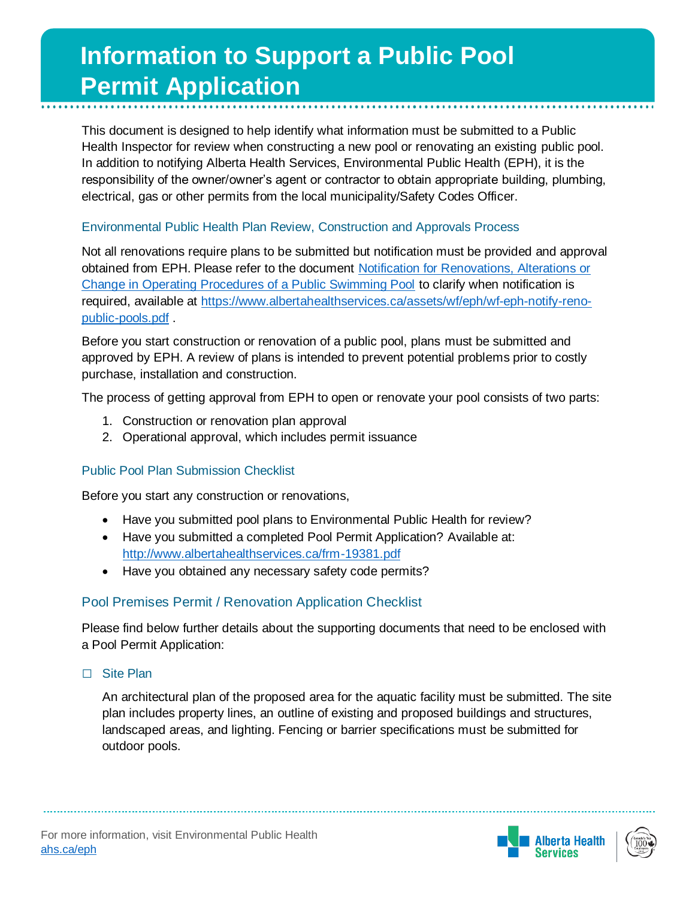# Information to Support a Public Pool Permit Application

This document is designed to help identify what information must be submitted to a Public Health Inspector for review when constructing a new pool or renovating an existing public pool. In addition to notifying Alberta Health Services, Environmental Public Health (EPH), it is the responsibility of the owner/owner's agent or contractor to obtain appropriate building, plumbing, electrical, gas or other permits from the local municipality/Safety Codes Officer.

## Environmental Public Health Plan Review, Construction and Approvals Process

Not all renovations require plans to be submitted but notification must be provided and approval obtained from EPH. Please refer to the document [Notification for Renovations, Alterations or Change in Operating Procedures of a Public Swimming Pool](https://www.albertahealthservices.ca/assets/wf/eph/wf-eph-notify-reno-public-pools.pdf) to clarify when notification is required, available at https://www.albertahealthservices.ca/assets/wf/eph/wf-eph-notify-reno-public-pools.pdf .

Before you start construction or renovation of a public pool, plans must be submitted and approved by EPH. A review of plans is intended to prevent potential problems prior to costly purchase, installation and construction.

The process of getting approval from EPH to open or renovate your pool consists of two parts:

1. Construction or renovation plan approval
2. Operational approval, which includes permit issuance

## Public Pool Plan Submission Checklist

Before you start any construction or renovations,

- Have you submitted pool plans to Environmental Public Health for review?
- Have you submitted a completed Pool Permit Application? Available at: http://www.albertahealthservices.ca/frm-19381.pdf
- Have you obtained any necessary safety code permits?

## Pool Premises Permit / Renovation Application Checklist

Please find below further details about the supporting documents that need to be enclosed with a Pool Permit Application:

☐ Site Plan

An architectural plan of the proposed area for the aquatic facility must be submitted. The site plan includes property lines, an outline of existing and proposed buildings and structures, landscaped areas, and lighting. Fencing or barrier specifications must be submitted for outdoor pools.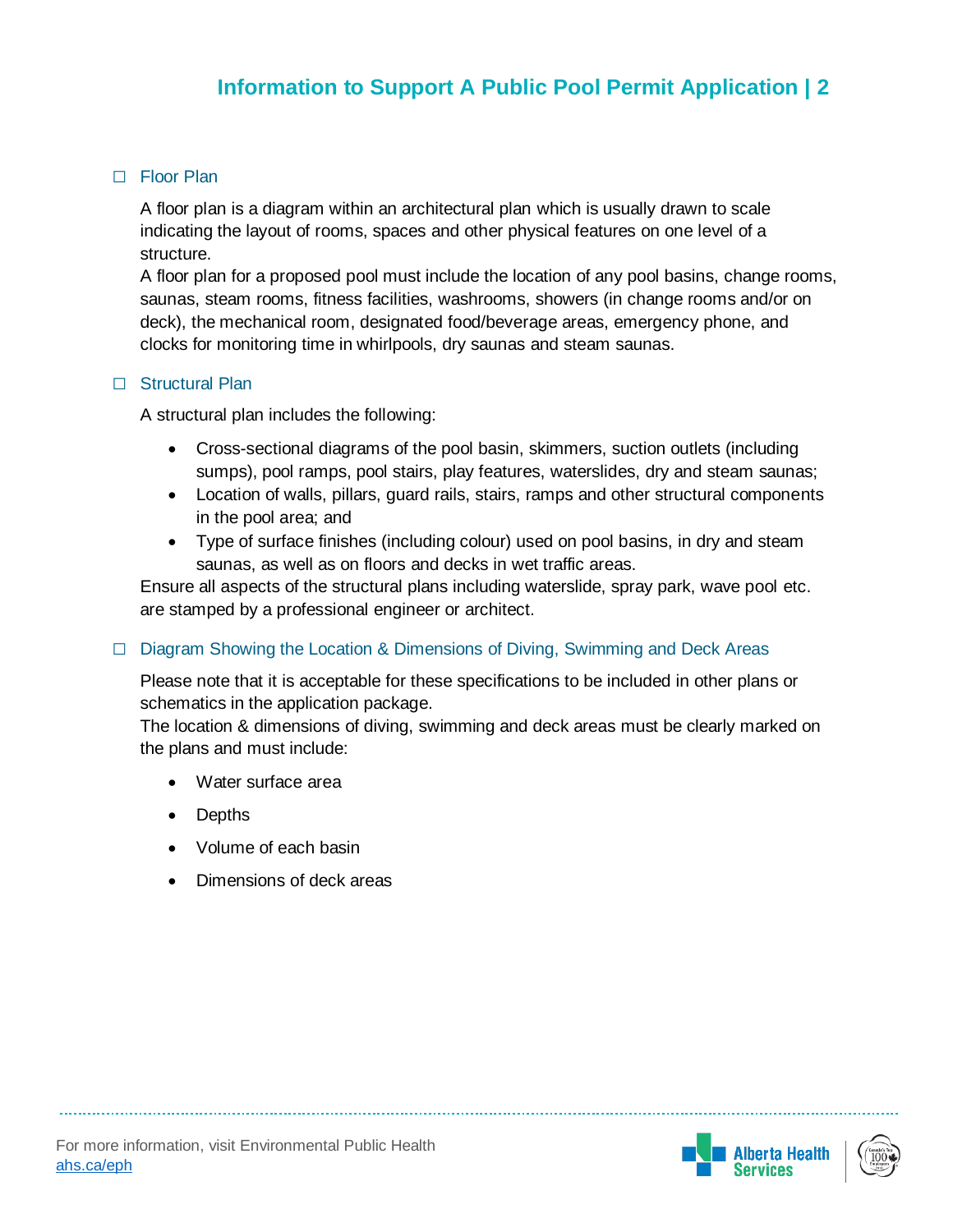☐ Floor Plan

A floor plan is a diagram within an architectural plan which is usually drawn to scale indicating the layout of rooms, spaces and other physical features on one level of a structure.
A floor plan for a proposed pool must include the location of any pool basins, change rooms, saunas, steam rooms, fitness facilities, washrooms, showers (in change rooms and/or on deck), the mechanical room, designated food/beverage areas, emergency phone, and clocks for monitoring time in whirlpools, dry saunas and steam saunas.

☐ Structural Plan

A structural plan includes the following:

- Cross-sectional diagrams of the pool basin, skimmers, suction outlets (including sumps), pool ramps, pool stairs, play features, waterslides, dry and steam saunas;
- Location of walls, pillars, guard rails, stairs, ramps and other structural components in the pool area; and
- Type of surface finishes (including colour) used on pool basins, in dry and steam saunas, as well as on floors and decks in wet traffic areas.

Ensure all aspects of the structural plans including waterslide, spray park, wave pool etc. are stamped by a professional engineer or architect.

☐ Diagram Showing the Location & Dimensions of Diving, Swimming and Deck Areas

Please note that it is acceptable for these specifications to be included in other plans or schematics in the application package.
The location & dimensions of diving, swimming and deck areas must be clearly marked on the plans and must include:

- Water surface area
- Depths
- Volume of each basin
- Dimensions of deck areas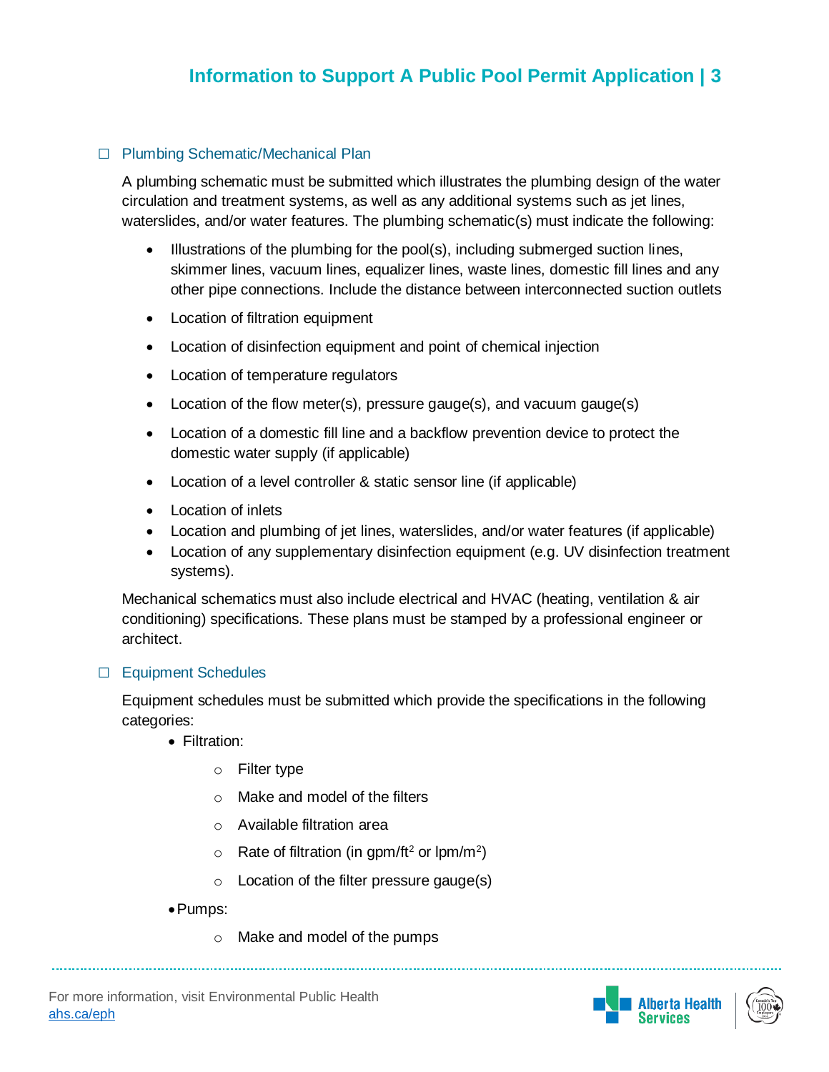☐ Plumbing Schematic/Mechanical Plan

A plumbing schematic must be submitted which illustrates the plumbing design of the water circulation and treatment systems, as well as any additional systems such as jet lines, waterslides, and/or water features. The plumbing schematic(s) must indicate the following:

- Illustrations of the plumbing for the pool(s), including submerged suction lines, skimmer lines, vacuum lines, equalizer lines, waste lines, domestic fill lines and any other pipe connections. Include the distance between interconnected suction outlets
- Location of filtration equipment
- Location of disinfection equipment and point of chemical injection
- Location of temperature regulators
- Location of the flow meter(s), pressure gauge(s), and vacuum gauge(s)
- Location of a domestic fill line and a backflow prevention device to protect the domestic water supply (if applicable)
- Location of a level controller & static sensor line (if applicable)
- Location of inlets
- Location and plumbing of jet lines, waterslides, and/or water features (if applicable)
- Location of any supplementary disinfection equipment (e.g. UV disinfection treatment systems).

Mechanical schematics must also include electrical and HVAC (heating, ventilation & air conditioning) specifications. These plans must be stamped by a professional engineer or architect.

☐ Equipment Schedules

Equipment schedules must be submitted which provide the specifications in the following categories:

- Filtration:
  - Filter type
  - Make and model of the filters
  - Available filtration area
  - Rate of filtration (in $gpm/ft^2$ or $lpm/m^2$)
  - Location of the filter pressure gauge(s)
- Pumps:
  - Make and model of the pumps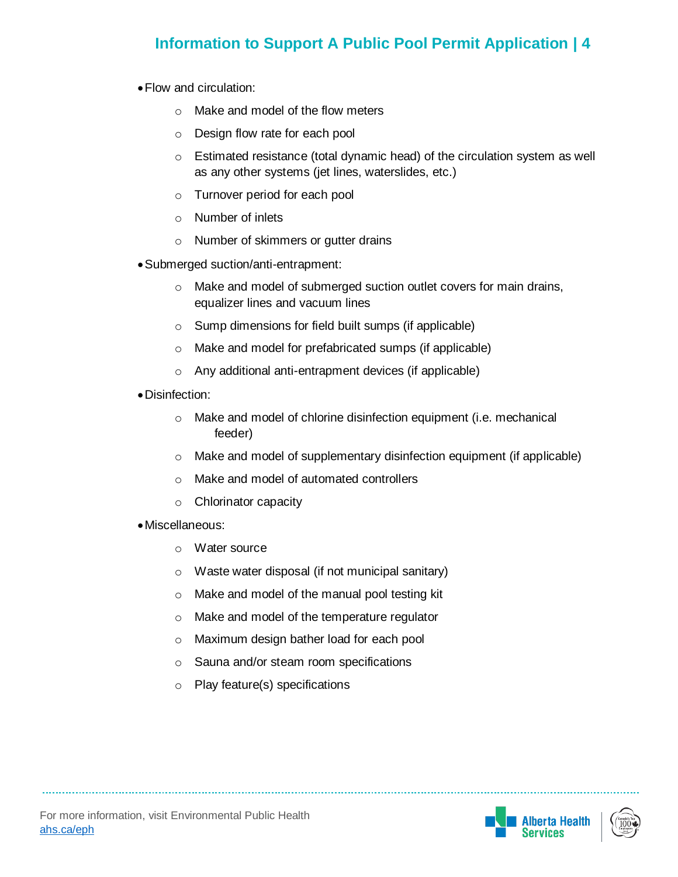- Flow and circulation:
  - Make and model of the flow meters
  - Design flow rate for each pool
  - Estimated resistance (total dynamic head) of the circulation system as well as any other systems (jet lines, waterslides, etc.)
  - Turnover period for each pool
  - Number of inlets
  - Number of skimmers or gutter drains
- Submerged suction/anti-entrapment:
  - Make and model of submerged suction outlet covers for main drains, equalizer lines and vacuum lines
  - Sump dimensions for field built sumps (if applicable)
  - Make and model for prefabricated sumps (if applicable)
  - Any additional anti-entrapment devices (if applicable)
- Disinfection:
  - Make and model of chlorine disinfection equipment (i.e. mechanical feeder)
  - Make and model of supplementary disinfection equipment (if applicable)
  - Make and model of automated controllers
  - Chlorinator capacity
- Miscellaneous:
  - Water source
  - Waste water disposal (if not municipal sanitary)
  - Make and model of the manual pool testing kit
  - Make and model of the temperature regulator
  - Maximum design bather load for each pool
  - Sauna and/or steam room specifications
  - Play feature(s) specifications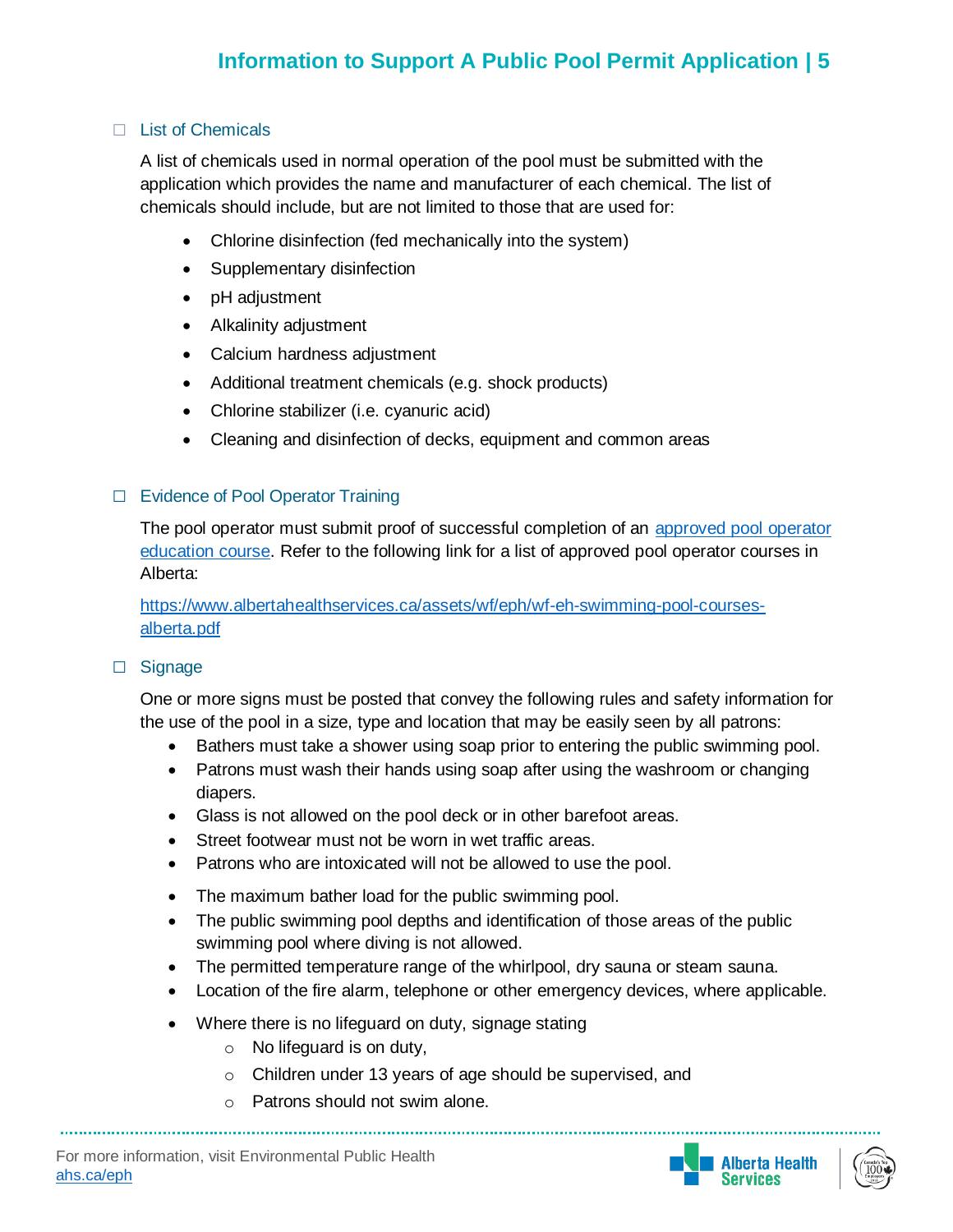☐ List of Chemicals

A list of chemicals used in normal operation of the pool must be submitted with the application which provides the name and manufacturer of each chemical. The list of chemicals should include, but are not limited to those that are used for:

- Chlorine disinfection (fed mechanically into the system)
- Supplementary disinfection
- pH adjustment
- Alkalinity adjustment
- Calcium hardness adjustment
- Additional treatment chemicals (e.g. shock products)
- Chlorine stabilizer (i.e. cyanuric acid)
- Cleaning and disinfection of decks, equipment and common areas

☐ Evidence of Pool Operator Training

The pool operator must submit proof of successful completion of an [approved pool operator education course](https://www.albertahealthservices.ca/assets/wf/eph/wf-eh-swimming-pool-courses-alberta.pdf). Refer to the following link for a list of approved pool operator courses in Alberta:

[https://www.albertahealthservices.ca/assets/wf/eph/wf-eh-swimming-pool-courses-alberta.pdf](https://www.albertahealthservices.ca/assets/wf/eph/wf-eh-swimming-pool-courses-alberta.pdf)

☐ Signage

One or more signs must be posted that convey the following rules and safety information for the use of the pool in a size, type and location that may be easily seen by all patrons:

- Bathers must take a shower using soap prior to entering the public swimming pool.
- Patrons must wash their hands using soap after using the washroom or changing diapers.
- Glass is not allowed on the pool deck or in other barefoot areas.
- Street footwear must not be worn in wet traffic areas.
- Patrons who are intoxicated will not be allowed to use the pool.
- The maximum bather load for the public swimming pool.
- The public swimming pool depths and identification of those areas of the public swimming pool where diving is not allowed.
- The permitted temperature range of the whirlpool, dry sauna or steam sauna.
- Location of the fire alarm, telephone or other emergency devices, where applicable.
- Where there is no lifeguard on duty, signage stating
  - No lifeguard is on duty,
  - Children under 13 years of age should be supervised, and
  - Patrons should not swim alone.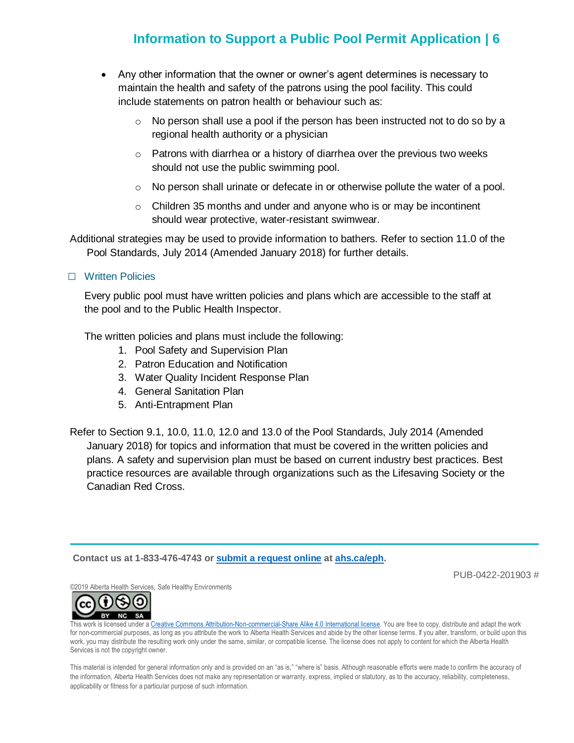- Any other information that the owner or owner's agent determines is necessary to maintain the health and safety of the patrons using the pool facility. This could include statements on patron health or behaviour such as:
  - No person shall use a pool if the person has been instructed not to do so by a regional health authority or a physician
  - Patrons with diarrhea or a history of diarrhea over the previous two weeks should not use the public swimming pool.
  - No person shall urinate or defecate in or otherwise pollute the water of a pool.
  - Children 35 months and under and anyone who is or may be incontinent should wear protective, water-resistant swimwear.

Additional strategies may be used to provide information to bathers. Refer to section 11.0 of the Pool Standards, July 2014 (Amended January 2018) for further details.

☐ Written Policies

Every public pool must have written policies and plans which are accessible to the staff at the pool and to the Public Health Inspector.

The written policies and plans must include the following:

1. Pool Safety and Supervision Plan
2. Patron Education and Notification
3. Water Quality Incident Response Plan
4. General Sanitation Plan
5. Anti-Entrapment Plan

Refer to Section 9.1, 10.0, 11.0, 12.0 and 13.0 of the Pool Standards, July 2014 (Amended January 2018) for topics and information that must be covered in the written policies and plans. A safety and supervision plan must be based on current industry best practices. Best practice resources are available through organizations such as the Lifesaving Society or the Canadian Red Cross.

**Contact us at 1-833-476-4743 or [submit a request online](#) at [ahs.ca/eph](#).**

PUB-0422-201903 #

©2019 Alberta Health Services, Safe Healthy Environments

This work is licensed under a Creative Commons Attribution-Non-commercial-Share Alike 4.0 International license. You are free to copy, distribute and adapt the work for non-commercial purposes, as long as you attribute the work to Alberta Health Services and abide by the other license terms. If you alter, transform, or build upon this work, you may distribute the resulting work only under the same, similar, or compatible license. The license does not apply to content for which the Alberta Health Services is not the copyright owner.

This material is intended for general information only and is provided on an "as is," "where is" basis. Although reasonable efforts were made to confirm the accuracy of the information, Alberta Health Services does not make any representation or warranty, express, implied or statutory, as to the accuracy, reliability, completeness, applicability or fitness for a particular purpose of such information.